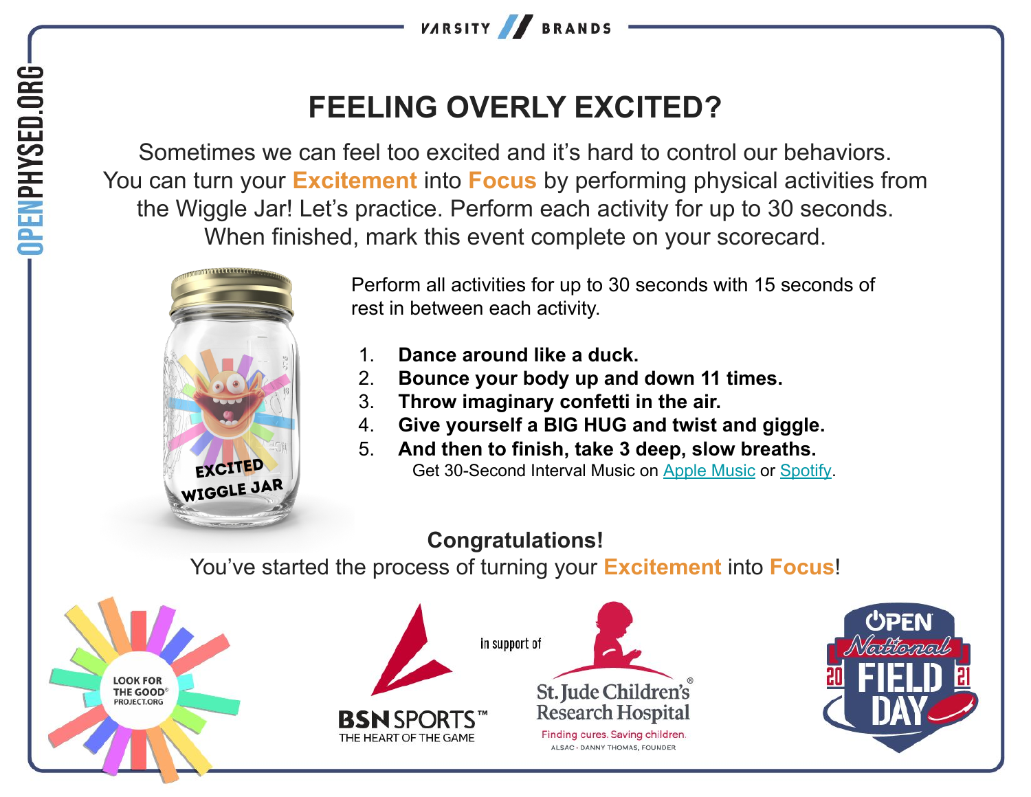# FEELING OVERLY EXCITED?

Sometimes we can feel too excited and it's hard to control our behaviors. You can turn your **Excitement** into **Focus** by performing physical activities from the Wiggle Jar! Let's practice. Perform each activity for up to 30 seconds. When finished, mark this event complete on your scorecard.

EXCITED WIGGLE JAR

Perform all activities for up to 30 seconds with 15 seconds of rest in between each activity.

1. **Dance around like a duck.**
2. **Bounce your body up and down 11 times.**
3. **Throw imaginary confetti in the air.**
4. **Give yourself a BIG HUG and twist and giggle.**
5. **And then to finish, take 3 deep, slow breaths.**

Get 30-Second Interval Music on Apple Music or Spotify.

**Congratulations!**

You've started the process of turning your **Excitement** into **Focus**!

LOOK FOR THE GOOD® PROJECT.ORG

BSN SPORTS™ THE HEART OF THE GAME

in support of

St. Jude Children's Research Hospital®
Finding cures. Saving children.
ALSAC · DANNY THOMAS, FOUNDER

OPEN National FIELD DAY 2021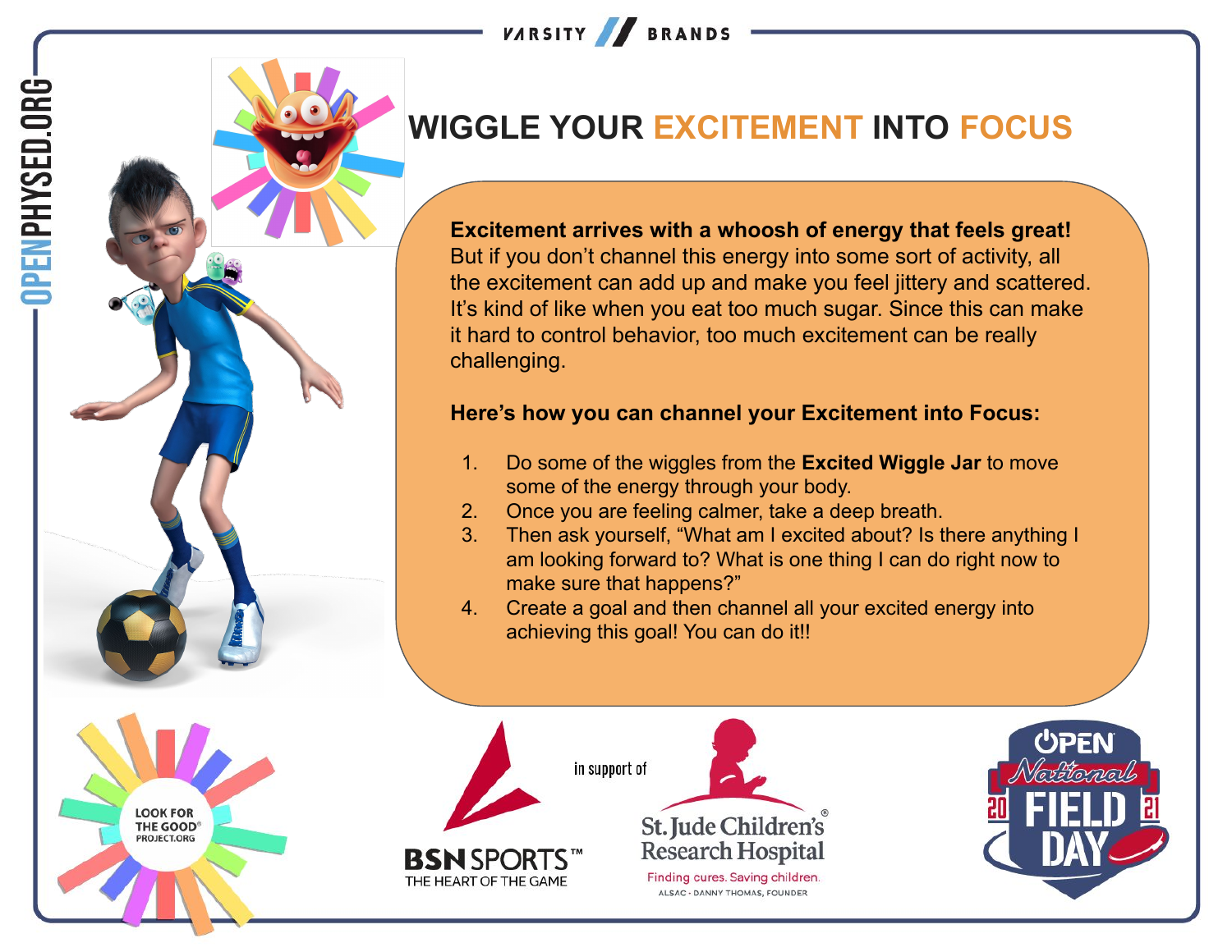# WIGGLE YOUR EXCITEMENT INTO FOCUS

**Excitement arrives with a whoosh of energy that feels great!** But if you don't channel this energy into some sort of activity, all the excitement can add up and make you feel jittery and scattered. It's kind of like when you eat too much sugar. Since this can make it hard to control behavior, too much excitement can be really challenging.

**Here's how you can channel your Excitement into Focus:**

1. Do some of the wiggles from the **Excited Wiggle Jar** to move some of the energy through your body.
2. Once you are feeling calmer, take a deep breath.
3. Then ask yourself, "What am I excited about? Is there anything I am looking forward to? What is one thing I can do right now to make sure that happens?"
4. Create a goal and then channel all your excited energy into achieving this goal! You can do it!!

BSN SPORTS™ THE HEART OF THE GAME in support of St. Jude Children's Research Hospital — Finding cures. Saving children. ALSAC · DANNY THOMAS, FOUNDER